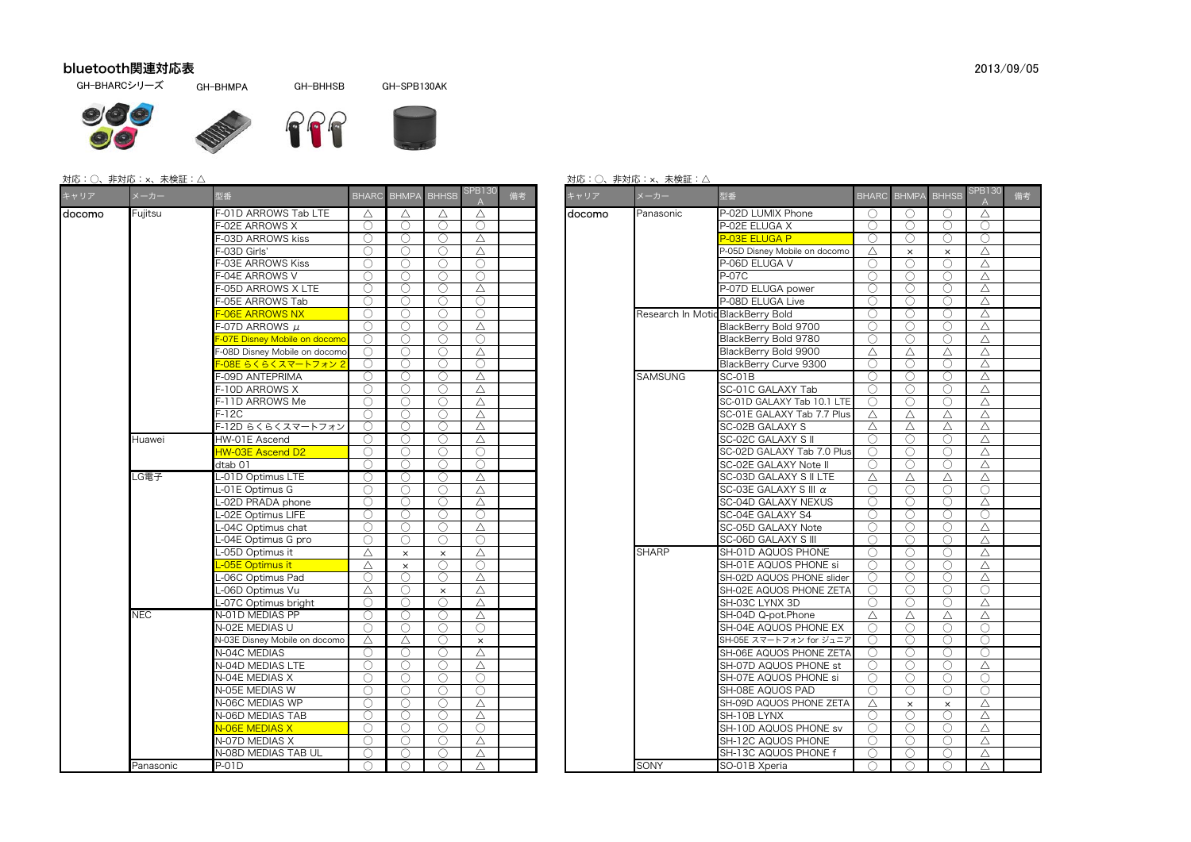# bluetooth関連対応表

2013/09/05

GH-BHARCシリーズ　GH-BHMPA　GH-BHHSB　GH-SPB130AK

対応：○、非対応：×、未検証：△

| キャリア | メーカー | 型番 | BHARC | BHMPA | BHHSB | SPB130A | 備考 |
|---|---|---|---|---|---|---|---|
| docomo | Fujitsu | F-01D ARROWS Tab LTE | △ | △ | △ | △ | |
| | | F-02E ARROWS X | ○ | ○ | ○ | ○ | |
| | | F-03D ARROWS kiss | ○ | ○ | ○ | △ | |
| | | F-03D Girls' | ○ | ○ | ○ | △ | |
| | | F-03E ARROWS Kiss | ○ | ○ | ○ | ○ | |
| | | F-04E ARROWS V | ○ | ○ | ○ | ○ | |
| | | F-05D ARROWS X LTE | ○ | ○ | ○ | △ | |
| | | F-05E ARROWS Tab | ○ | ○ | ○ | ○ | |
| | | F-06E ARROWS NX | ○ | ○ | ○ | ○ | |
| | | F-07D ARROWS μ | ○ | ○ | ○ | △ | |
| | | F-07E Disney Mobile on docomo | ○ | ○ | ○ | ○ | |
| | | F-08D Disney Mobile on docomo | ○ | ○ | ○ | △ | |
| | | F-08E らくらくスマートフォン 2 | ○ | ○ | ○ | ○ | |
| | | F-09D ANTEPRIMA | ○ | ○ | ○ | △ | |
| | | F-10D ARROWS X | ○ | ○ | ○ | △ | |
| | | F-11D ARROWS Me | ○ | ○ | ○ | △ | |
| | | F-12C | ○ | ○ | ○ | △ | |
| | | F-12D らくらくスマートフォン | ○ | ○ | ○ | △ | |
| | Huawei | HW-01E Ascend | ○ | ○ | ○ | △ | |
| | | HW-03E Ascend D2 | ○ | ○ | ○ | ○ | |
| | | dtab 01 | ○ | ○ | ○ | ○ | |
| | LG電子 | L-01D Optimus LTE | ○ | ○ | ○ | △ | |
| | | L-01E Optimus G | ○ | ○ | ○ | △ | |
| | | L-02D PRADA phone | ○ | ○ | ○ | △ | |
| | | L-02E Optimus LIFE | ○ | ○ | ○ | ○ | |
| | | L-04C Optimus chat | ○ | ○ | ○ | △ | |
| | | L-04E Optimus G pro | ○ | ○ | ○ | ○ | |
| | | L-05D Optimus it | △ | × | × | △ | |
| | | L-05E Optimus it | △ | × | ○ | ○ | |
| | | L-06C Optimus Pad | ○ | ○ | ○ | △ | |
| | | L-06D Optimus Vu | △ | ○ | × | △ | |
| | | L-07C Optimus bright | ○ | ○ | ○ | △ | |
| | NEC | N-01D MEDIAS PP | ○ | ○ | ○ | △ | |
| | | N-02E MEDIAS U | ○ | ○ | ○ | ○ | |
| | | N-03E Disney Mobile on docomo | △ | △ | ○ | × | |
| | | N-04C MEDIAS | ○ | ○ | ○ | △ | |
| | | N-04D MEDIAS LTE | ○ | ○ | ○ | △ | |
| | | N-04E MEDIAS X | ○ | ○ | ○ | ○ | |
| | | N-05E MEDIAS W | ○ | ○ | ○ | ○ | |
| | | N-06C MEDIAS WP | ○ | ○ | ○ | △ | |
| | | N-06D MEDIAS TAB | ○ | ○ | ○ | △ | |
| | | N-06E MEDIAS X | ○ | ○ | ○ | ○ | |
| | | N-07D MEDIAS X | ○ | ○ | ○ | △ | |
| | | N-08D MEDIAS TAB UL | ○ | ○ | ○ | △ | |
| | Panasonic | P-01D | ○ | ○ | ○ | △ | |

対応：○、非対応：×、未検証：△

| キャリア | メーカー | 型番 | BHARC | BHMPA | BHHSB | SPB130A | 備考 |
|---|---|---|---|---|---|---|---|
| docomo | Panasonic | P-02D LUMIX Phone | ○ | ○ | ○ | △ | |
| | | P-02E ELUGA X | ○ | ○ | ○ | ○ | |
| | | P-03E ELUGA P | ○ | ○ | ○ | ○ | |
| | | P-05D Disney Mobile on docomo | △ | × | × | △ | |
| | | P-06D ELUGA V | ○ | ○ | ○ | △ | |
| | | P-07C | ○ | ○ | ○ | △ | |
| | | P-07D ELUGA power | ○ | ○ | ○ | △ | |
| | | P-08D ELUGA Live | ○ | ○ | ○ | △ | |
| | Research In Motion | BlackBerry Bold | ○ | ○ | ○ | △ | |
| | | BlackBerry Bold 9700 | ○ | ○ | ○ | △ | |
| | | BlackBerry Bold 9780 | ○ | ○ | ○ | △ | |
| | | BlackBerry Bold 9900 | △ | △ | △ | △ | |
| | | BlackBerry Curve 9300 | ○ | ○ | ○ | △ | |
| | SAMSUNG | SC-01B | ○ | ○ | ○ | △ | |
| | | SC-01C GALAXY Tab | ○ | ○ | ○ | △ | |
| | | SC-01D GALAXY Tab 10.1 LTE | ○ | ○ | ○ | △ | |
| | | SC-01E GALAXY Tab 7.7 Plus | △ | △ | △ | △ | |
| | | SC-02B GALAXY S | △ | △ | △ | △ | |
| | | SC-02C GALAXY S II | ○ | ○ | ○ | △ | |
| | | SC-02D GALAXY Tab 7.0 Plus | ○ | ○ | ○ | △ | |
| | | SC-02E GALAXY Note II | ○ | ○ | ○ | △ | |
| | | SC-03D GALAXY S II LTE | △ | △ | △ | △ | |
| | | SC-03E GALAXY S III α | ○ | ○ | ○ | ○ | |
| | | SC-04D GALAXY NEXUS | ○ | ○ | ○ | △ | |
| | | SC-04E GALAXY S4 | ○ | ○ | ○ | ○ | |
| | | SC-05D GALAXY Note | ○ | ○ | ○ | △ | |
| | | SC-06D GALAXY S III | ○ | ○ | ○ | △ | |
| | SHARP | SH-01D AQUOS PHONE | ○ | ○ | ○ | △ | |
| | | SH-01E AQUOS PHONE si | ○ | ○ | ○ | △ | |
| | | SH-02D AQUOS PHONE slider | ○ | ○ | ○ | △ | |
| | | SH-02E AQUOS PHONE ZETA | ○ | ○ | ○ | ○ | |
| | | SH-03C LYNX 3D | ○ | ○ | ○ | △ | |
| | | SH-04D Q-pot.Phone | △ | △ | △ | △ | |
| | | SH-04E AQUOS PHONE EX | ○ | ○ | ○ | ○ | |
| | | SH-05E スマートフォン for ジュニア | ○ | ○ | ○ | ○ | |
| | | SH-06E AQUOS PHONE ZETA | ○ | ○ | ○ | ○ | |
| | | SH-07D AQUOS PHONE st | ○ | ○ | ○ | △ | |
| | | SH-07E AQUOS PHONE si | ○ | ○ | ○ | ○ | |
| | | SH-08E AQUOS PAD | ○ | ○ | ○ | ○ | |
| | | SH-09D AQUOS PHONE ZETA | △ | × | × | △ | |
| | | SH-10B LYNX | ○ | ○ | ○ | △ | |
| | | SH-10D AQUOS PHONE sv | ○ | ○ | ○ | △ | |
| | | SH-12C AQUOS PHONE | ○ | ○ | ○ | △ | |
| | | SH-13C AQUOS PHONE f | ○ | ○ | ○ | △ | |
| | SONY | SO-01B Xperia | ○ | ○ | ○ | △ | |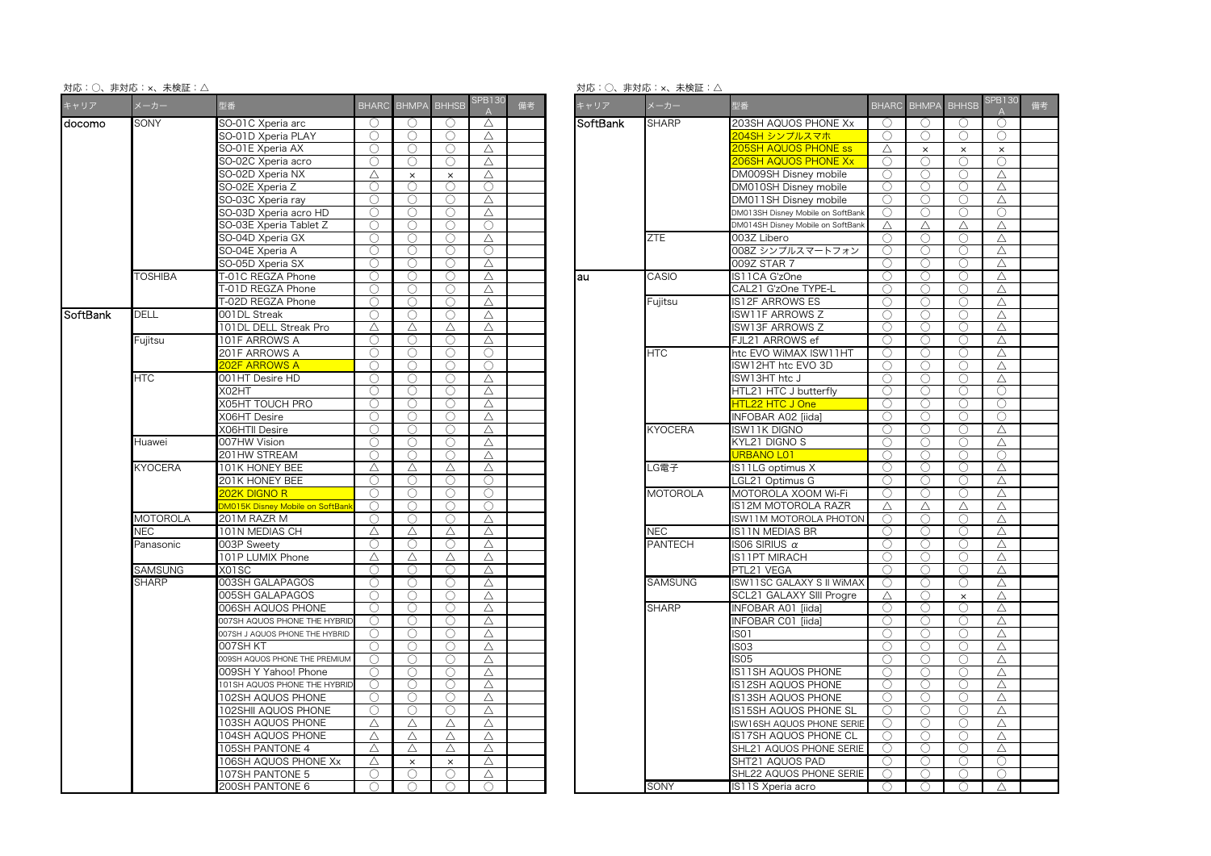対応：○、非対応：×、未検証：△

| キャリア | メーカー | 型番 | BHARC | BHMPA | BHHSB | SPB130A | 備考 |
|---|---|---|---|---|---|---|---|
| docomo | SONY | SO-01C Xperia arc | ○ | ○ | ○ | △ | |
| | | SO-01D Xperia PLAY | ○ | ○ | ○ | △ | |
| | | SO-01E Xperia AX | ○ | ○ | ○ | △ | |
| | | SO-02C Xperia acro | ○ | ○ | ○ | △ | |
| | | SO-02D Xperia NX | △ | × | × | △ | |
| | | SO-02E Xperia Z | ○ | ○ | ○ | ○ | |
| | | SO-03C Xperia ray | ○ | ○ | ○ | △ | |
| | | SO-03D Xperia acro HD | ○ | ○ | ○ | △ | |
| | | SO-03E Xperia Tablet Z | ○ | ○ | ○ | ○ | |
| | | SO-04D Xperia GX | ○ | ○ | ○ | △ | |
| | | SO-04E Xperia A | ○ | ○ | ○ | ○ | |
| | | SO-05D Xperia SX | ○ | ○ | ○ | △ | |
| | TOSHIBA | T-01C REGZA Phone | ○ | ○ | ○ | △ | |
| | | T-01D REGZA Phone | ○ | ○ | ○ | △ | |
| | | T-02D REGZA Phone | ○ | ○ | ○ | △ | |
| SoftBank | DELL | 001DL Streak | ○ | ○ | ○ | △ | |
| | | 101DL DELL Streak Pro | △ | △ | △ | △ | |
| | Fujitsu | 101F ARROWS A | ○ | ○ | ○ | △ | |
| | | 201F ARROWS A | ○ | ○ | ○ | ○ | |
| | | 202F ARROWS A | ○ | ○ | ○ | ○ | |
| | HTC | 001HT Desire HD | ○ | ○ | ○ | △ | |
| | | X02HT | ○ | ○ | ○ | △ | |
| | | X05HT TOUCH PRO | ○ | ○ | ○ | △ | |
| | | X06HT Desire | ○ | ○ | ○ | △ | |
| | | X06HTII Desire | ○ | ○ | ○ | △ | |
| | Huawei | 007HW Vision | ○ | ○ | ○ | △ | |
| | | 201HW STREAM | ○ | ○ | ○ | △ | |
| | KYOCERA | 101K HONEY BEE | △ | △ | △ | △ | |
| | | 201K HONEY BEE | ○ | ○ | ○ | ○ | |
| | | 202K DIGNO R | ○ | ○ | ○ | ○ | |
| | | DM015K Disney Mobile on SoftBank | ○ | ○ | ○ | ○ | |
| | MOTOROLA | 201M RAZR M | ○ | ○ | ○ | △ | |
| | NEC | 101N MEDIAS CH | △ | △ | △ | △ | |
| | Panasonic | 003P Sweety | ○ | ○ | ○ | △ | |
| | | 101P LUMIX Phone | △ | △ | △ | △ | |
| | SAMSUNG | X01SC | ○ | ○ | ○ | △ | |
| | SHARP | 003SH GALAPAGOS | ○ | ○ | ○ | △ | |
| | | 005SH GALAPAGOS | ○ | ○ | ○ | △ | |
| | | 006SH AQUOS PHONE | ○ | ○ | ○ | △ | |
| | | 007SH AQUOS PHONE THE HYBRID | ○ | ○ | ○ | △ | |
| | | 007SH J AQUOS PHONE THE HYBRID | ○ | ○ | ○ | △ | |
| | | 007SH KT | ○ | ○ | ○ | △ | |
| | | 009SH AQUOS PHONE THE PREMIUM | ○ | ○ | ○ | △ | |
| | | 009SH Y Yahoo! Phone | ○ | ○ | ○ | △ | |
| | | 101SH AQUOS PHONE THE HYBRID | ○ | ○ | ○ | △ | |
| | | 102SH AQUOS PHONE | ○ | ○ | ○ | △ | |
| | | 102SHII AQUOS PHONE | ○ | ○ | ○ | △ | |
| | | 103SH AQUOS PHONE | △ | △ | △ | △ | |
| | | 104SH AQUOS PHONE | △ | △ | △ | △ | |
| | | 105SH PANTONE 4 | △ | △ | △ | △ | |
| | | 106SH AQUOS PHONE Xx | △ | × | × | △ | |
| | | 107SH PANTONE 5 | ○ | ○ | ○ | △ | |
| | | 200SH PANTONE 6 | ○ | ○ | ○ | ○ | |
| SoftBank | SHARP | 203SH AQUOS PHONE Xx | ○ | ○ | ○ | ○ | |
| | | 204SH シンプルスマホ | ○ | ○ | ○ | ○ | |
| | | 205SH AQUOS PHONE ss | △ | × | × | × | |
| | | 206SH AQUOS PHONE Xx | ○ | ○ | ○ | ○ | |
| | | DM009SH Disney mobile | ○ | ○ | ○ | △ | |
| | | DM010SH Disney mobile | ○ | ○ | ○ | △ | |
| | | DM011SH Disney mobile | ○ | ○ | ○ | △ | |
| | | DM013SH Disney Mobile on SoftBank | ○ | ○ | ○ | ○ | |
| | | DM014SH Disney Mobile on SoftBank | △ | △ | ○ | △ | |
| | ZTE | 003Z Libero | ○ | ○ | ○ | △ | |
| | | 008Z シンプルスマートフォン | ○ | ○ | ○ | △ | |
| | | 009Z STAR 7 | ○ | ○ | ○ | △ | |
| au | CASIO | IS11CA G'zOne | ○ | ○ | ○ | △ | |
| | | CAL21 G'zOne TYPE-L | ○ | ○ | ○ | △ | |
| | Fujitsu | IS12F ARROWS ES | ○ | ○ | ○ | △ | |
| | | ISW11F ARROWS Z | ○ | ○ | ○ | △ | |
| | | ISW13F ARROWS Z | ○ | ○ | ○ | △ | |
| | | FJL21 ARROWS ef | ○ | ○ | ○ | △ | |
| | HTC | htc EVO WiMAX ISW11HT | ○ | ○ | ○ | △ | |
| | | ISW12HT htc EVO 3D | ○ | ○ | ○ | △ | |
| | | ISW13HT htc J | ○ | ○ | ○ | △ | |
| | | HTL21 HTC J butterfly | ○ | ○ | ○ | ○ | |
| | | HTL22 HTC J One | ○ | ○ | ○ | ○ | |
| | | INFOBAR A02 [iida] | ○ | ○ | ○ | ○ | |
| | KYOCERA | ISW11K DIGNO | ○ | ○ | ○ | △ | |
| | | KYL21 DIGNO S | ○ | ○ | ○ | △ | |
| | | URBANO L01 | ○ | ○ | ○ | ○ | |
| | LG電子 | IS11LG optimus X | ○ | ○ | ○ | △ | |
| | | LGL21 Optimus G | ○ | ○ | ○ | △ | |
| | MOTOROLA | MOTOROLA XOOM Wi-Fi | ○ | ○ | ○ | △ | |
| | | IS12M MOTOROLA RAZR | △ | △ | △ | △ | |
| | | ISW11M MOTOROLA PHOTON | ○ | ○ | ○ | △ | |
| | NEC | IS11N MEDIAS BR | ○ | ○ | ○ | △ | |
| | PANTECH | IS06 SIRIUS α | ○ | ○ | ○ | △ | |
| | | IS11PT MIRACH | ○ | ○ | ○ | △ | |
| | | PTL21 VEGA | ○ | ○ | ○ | △ | |
| | SAMSUNG | ISW11SC GALAXY S II WiMAX | ○ | ○ | ○ | △ | |
| | | SCL21 GALAXY SIII Progre | △ | ○ | × | △ | |
| | SHARP | INFOBAR A01 [iida] | ○ | ○ | ○ | △ | |
| | | INFOBAR C01 [iida] | ○ | ○ | ○ | △ | |
| | | IS01 | ○ | ○ | ○ | △ | |
| | | IS03 | ○ | ○ | ○ | △ | |
| | | IS05 | ○ | ○ | ○ | △ | |
| | | IS11SH AQUOS PHONE | ○ | ○ | ○ | △ | |
| | | IS12SH AQUOS PHONE | ○ | ○ | ○ | △ | |
| | | IS13SH AQUOS PHONE | ○ | ○ | ○ | △ | |
| | | IS15SH AQUOS PHONE SL | ○ | ○ | ○ | △ | |
| | | ISW16SH AQUOS PHONE SERIE | ○ | ○ | ○ | △ | |
| | | IS17SH AQUOS PHONE CL | ○ | ○ | ○ | △ | |
| | | SHL21 AQUOS PHONE SERIE | ○ | ○ | ○ | △ | |
| | | SHT21 AQUOS PAD | ○ | ○ | ○ | ○ | |
| | | SHL22 AQUOS PHONE SERIE | ○ | ○ | ○ | ○ | |
| | SONY | IS11S Xperia acro | ○ | ○ | ○ | △ | |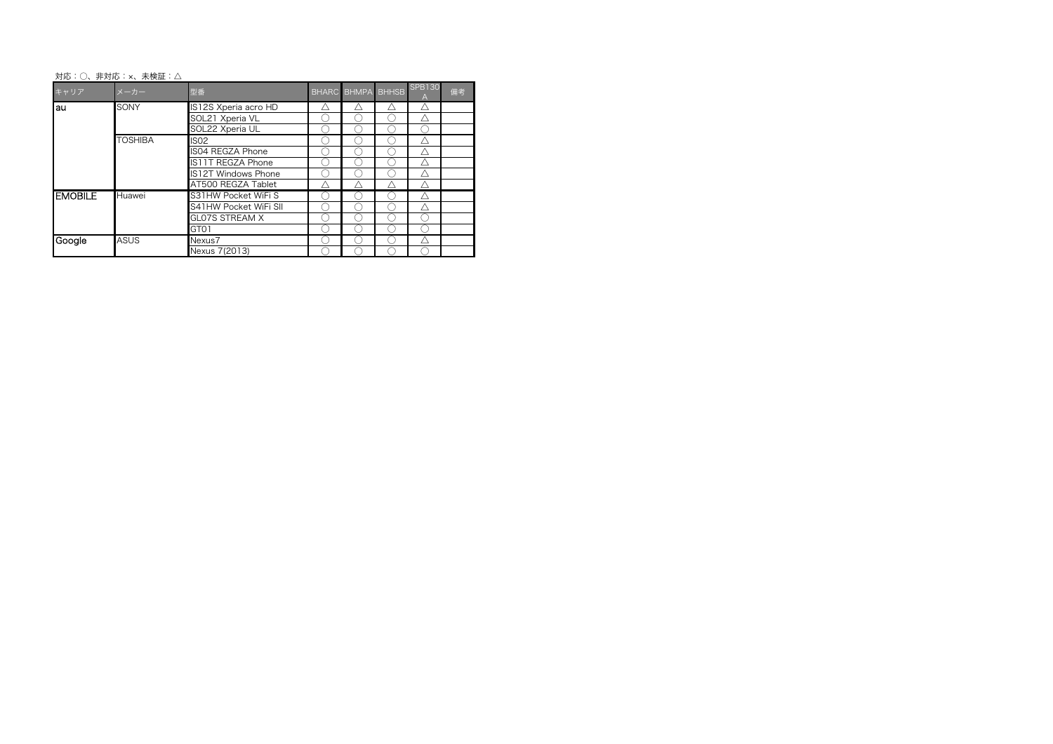対応：○、非対応：×、未検証：△

| キャリア | メーカー | 型番 | BHARC | BHMPA | BHHSB | SPB130A | 備考 |
|---|---|---|---|---|---|---|---|
| au | SONY | IS12S Xperia acro HD | △ | △ | △ | △ | |
| | | SOL21 Xperia VL | ○ | ○ | ○ | △ | |
| | | SOL22 Xperia UL | ○ | ○ | ○ | ○ | |
| | TOSHIBA | IS02 | ○ | ○ | ○ | △ | |
| | | IS04 REGZA Phone | ○ | ○ | ○ | △ | |
| | | IS11T REGZA Phone | ○ | ○ | ○ | △ | |
| | | IS12T Windows Phone | ○ | ○ | ○ | △ | |
| | | AT500 REGZA Tablet | △ | △ | △ | △ | |
| EMOBILE | Huawei | S31HW Pocket WiFi S | ○ | ○ | ○ | △ | |
| | | S41HW Pocket WiFi SII | ○ | ○ | ○ | △ | |
| | | GL07S STREAM X | ○ | ○ | ○ | ○ | |
| | | GT01 | ○ | ○ | ○ | ○ | |
| Google | ASUS | Nexus7 | ○ | ○ | ○ | △ | |
| | | Nexus 7(2013) | ○ | ○ | ○ | ○ | |